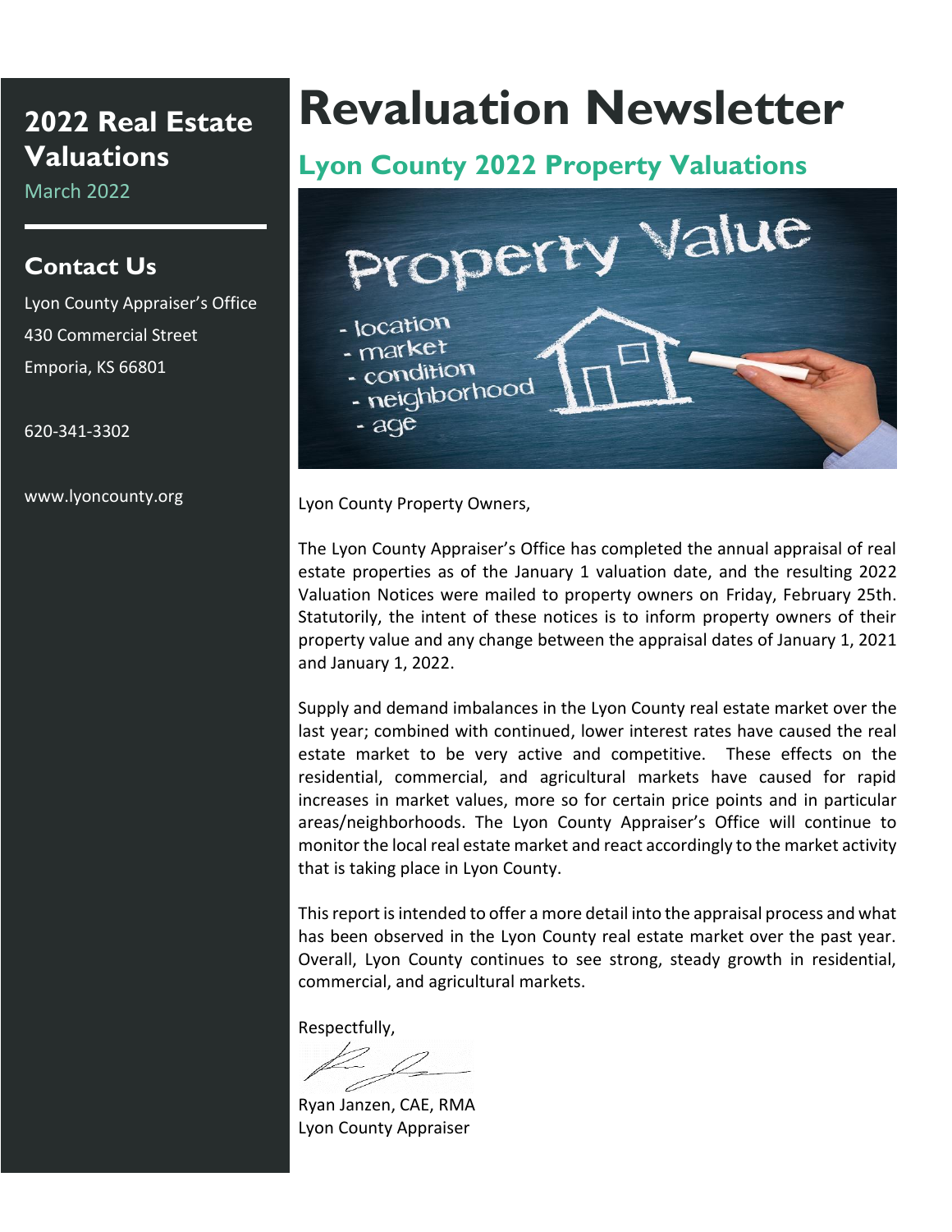# Revaluation Newsletter

## 2022 Real Estate Valuations

March 2022

### Contact Us

Lyon County Appraiser's Office
430 Commercial Street
Emporia, KS 66801

620-341-3302

www.lyoncounty.org

## Lyon County 2022 Property Valuations

Lyon County Property Owners,

The Lyon County Appraiser's Office has completed the annual appraisal of real estate properties as of the January 1 valuation date, and the resulting 2022 Valuation Notices were mailed to property owners on Friday, February 25th. Statutorily, the intent of these notices is to inform property owners of their property value and any change between the appraisal dates of January 1, 2021 and January 1, 2022.

Supply and demand imbalances in the Lyon County real estate market over the last year; combined with continued, lower interest rates have caused the real estate market to be very active and competitive. These effects on the residential, commercial, and agricultural markets have caused for rapid increases in market values, more so for certain price points and in particular areas/neighborhoods. The Lyon County Appraiser's Office will continue to monitor the local real estate market and react accordingly to the market activity that is taking place in Lyon County.

This report is intended to offer a more detail into the appraisal process and what has been observed in the Lyon County real estate market over the past year. Overall, Lyon County continues to see strong, steady growth in residential, commercial, and agricultural markets.

Respectfully,

Ryan Janzen, CAE, RMA
Lyon County Appraiser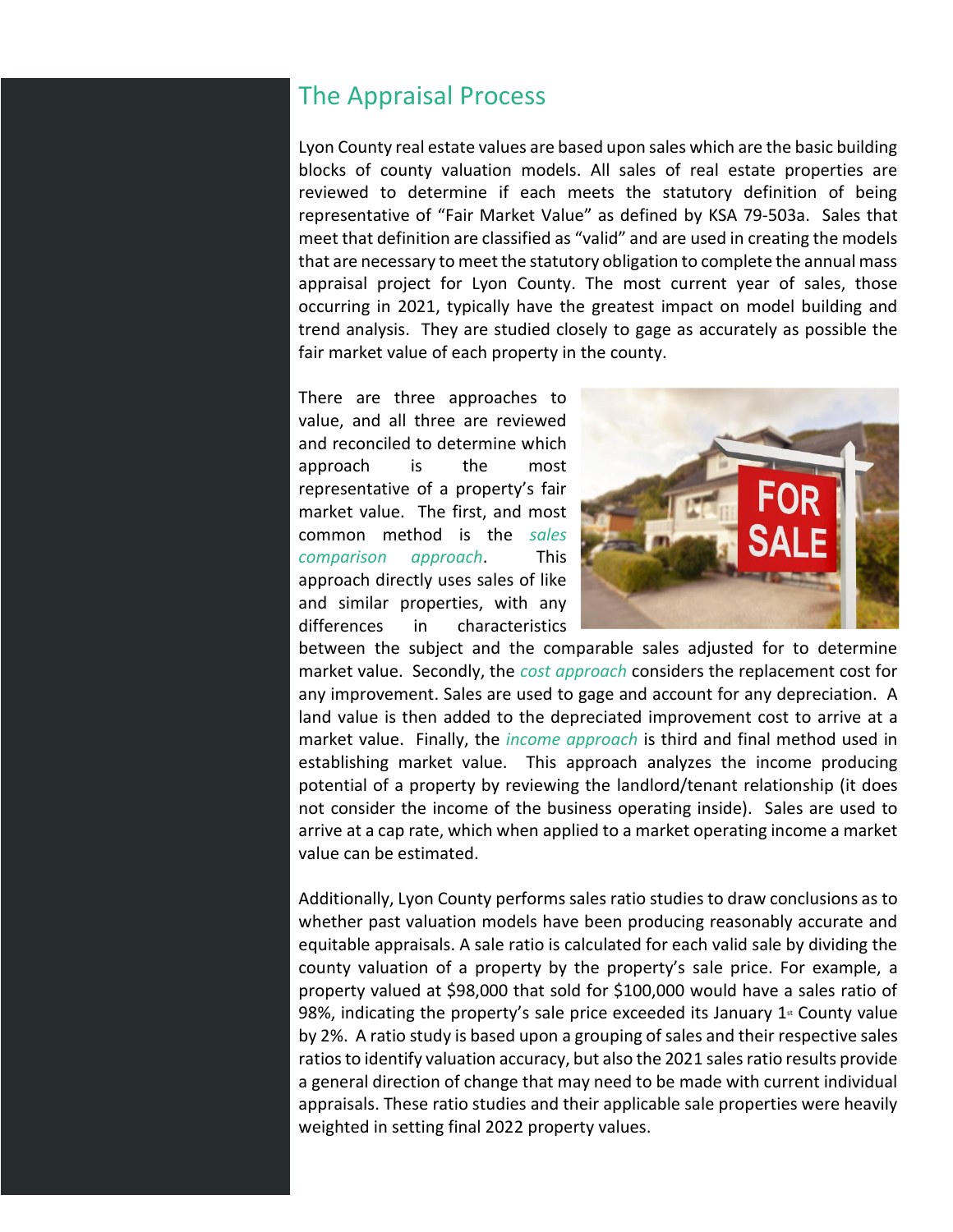## The Appraisal Process

Lyon County real estate values are based upon sales which are the basic building blocks of county valuation models. All sales of real estate properties are reviewed to determine if each meets the statutory definition of being representative of "Fair Market Value" as defined by KSA 79-503a. Sales that meet that definition are classified as "valid" and are used in creating the models that are necessary to meet the statutory obligation to complete the annual mass appraisal project for Lyon County. The most current year of sales, those occurring in 2021, typically have the greatest impact on model building and trend analysis. They are studied closely to gage as accurately as possible the fair market value of each property in the county.

There are three approaches to value, and all three are reviewed and reconciled to determine which approach is the most representative of a property's fair market value. The first, and most common method is the *sales comparison approach*. This approach directly uses sales of like and similar properties, with any differences in characteristics between the subject and the comparable sales adjusted for to determine market value. Secondly, the *cost approach* considers the replacement cost for any improvement. Sales are used to gage and account for any depreciation. A land value is then added to the depreciated improvement cost to arrive at a market value. Finally, the *income approach* is third and final method used in establishing market value. This approach analyzes the income producing potential of a property by reviewing the landlord/tenant relationship (it does not consider the income of the business operating inside). Sales are used to arrive at a cap rate, which when applied to a market operating income a market value can be estimated.

Additionally, Lyon County performs sales ratio studies to draw conclusions as to whether past valuation models have been producing reasonably accurate and equitable appraisals. A sale ratio is calculated for each valid sale by dividing the county valuation of a property by the property's sale price. For example, a property valued at $98,000 that sold for $100,000 would have a sales ratio of 98%, indicating the property's sale price exceeded its January 1st County value by 2%. A ratio study is based upon a grouping of sales and their respective sales ratios to identify valuation accuracy, but also the 2021 sales ratio results provide a general direction of change that may need to be made with current individual appraisals. These ratio studies and their applicable sale properties were heavily weighted in setting final 2022 property values.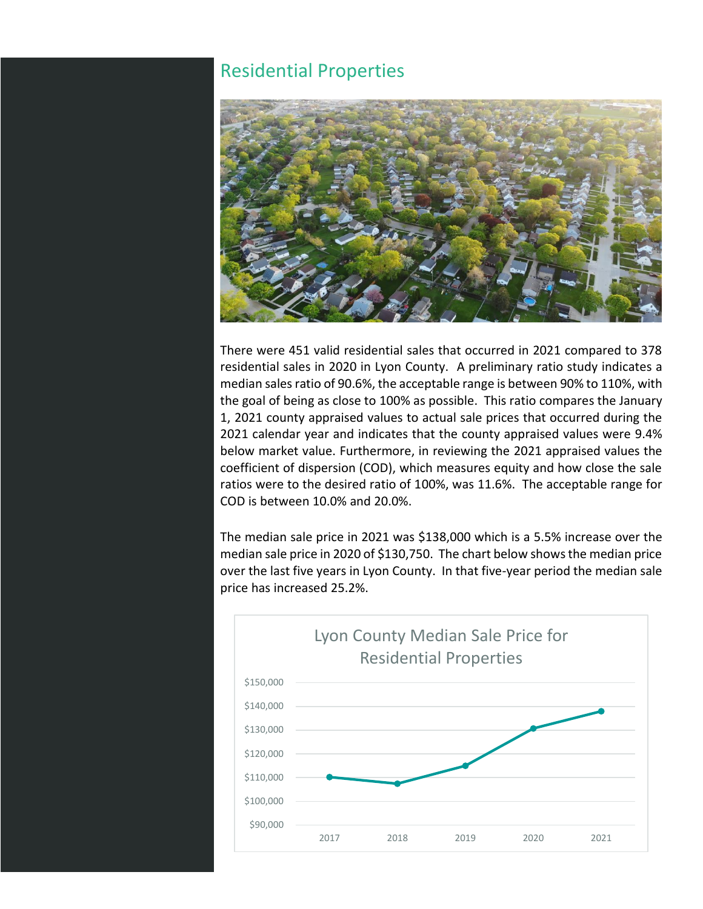## Residential Properties

There were 451 valid residential sales that occurred in 2021 compared to 378 residential sales in 2020 in Lyon County. A preliminary ratio study indicates a median sales ratio of 90.6%, the acceptable range is between 90% to 110%, with the goal of being as close to 100% as possible. This ratio compares the January 1, 2021 county appraised values to actual sale prices that occurred during the 2021 calendar year and indicates that the county appraised values were 9.4% below market value. Furthermore, in reviewing the 2021 appraised values the coefficient of dispersion (COD), which measures equity and how close the sale ratios were to the desired ratio of 100%, was 11.6%. The acceptable range for COD is between 10.0% and 20.0%.

The median sale price in 2021 was $138,000 which is a 5.5% increase over the median sale price in 2020 of $130,750. The chart below shows the median price over the last five years in Lyon County. In that five-year period the median sale price has increased 25.2%.

Lyon County Median Sale Price for Residential Properties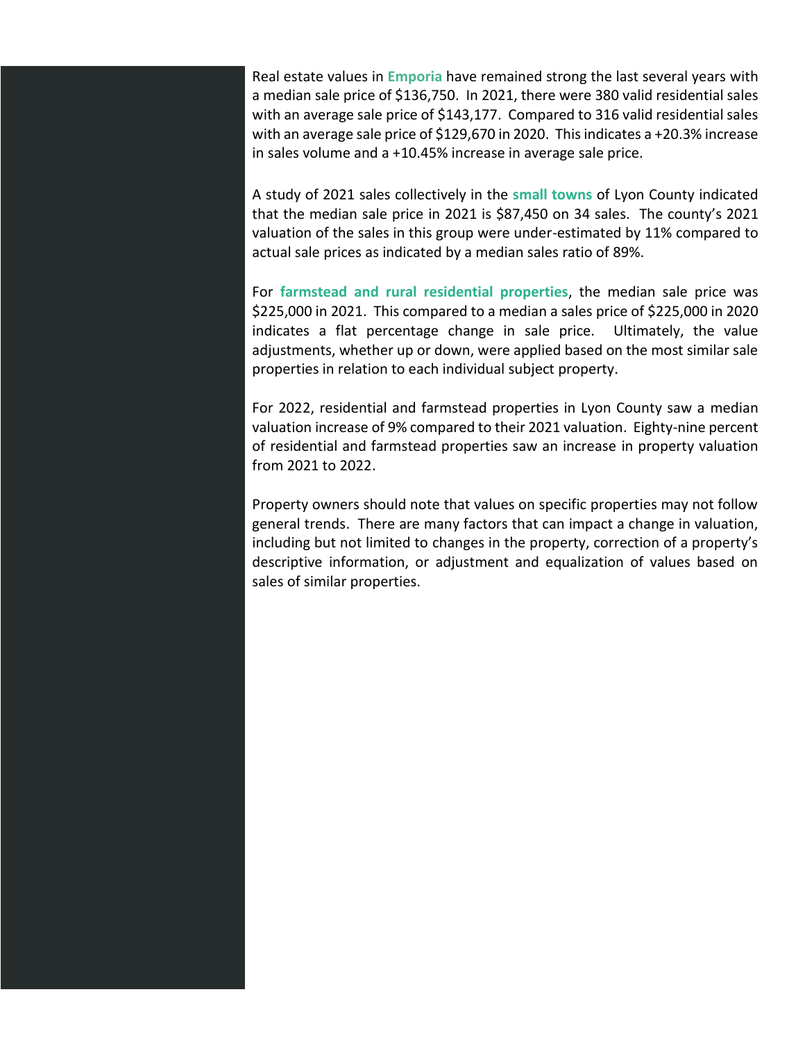Real estate values in **Emporia** have remained strong the last several years with a median sale price of $136,750. In 2021, there were 380 valid residential sales with an average sale price of $143,177. Compared to 316 valid residential sales with an average sale price of $129,670 in 2020. This indicates a +20.3% increase in sales volume and a +10.45% increase in average sale price.

A study of 2021 sales collectively in the **small towns** of Lyon County indicated that the median sale price in 2021 is $87,450 on 34 sales. The county's 2021 valuation of the sales in this group were under-estimated by 11% compared to actual sale prices as indicated by a median sales ratio of 89%.

For **farmstead and rural residential properties**, the median sale price was $225,000 in 2021. This compared to a median a sales price of $225,000 in 2020 indicates a flat percentage change in sale price. Ultimately, the value adjustments, whether up or down, were applied based on the most similar sale properties in relation to each individual subject property.

For 2022, residential and farmstead properties in Lyon County saw a median valuation increase of 9% compared to their 2021 valuation. Eighty-nine percent of residential and farmstead properties saw an increase in property valuation from 2021 to 2022.

Property owners should note that values on specific properties may not follow general trends. There are many factors that can impact a change in valuation, including but not limited to changes in the property, correction of a property's descriptive information, or adjustment and equalization of values based on sales of similar properties.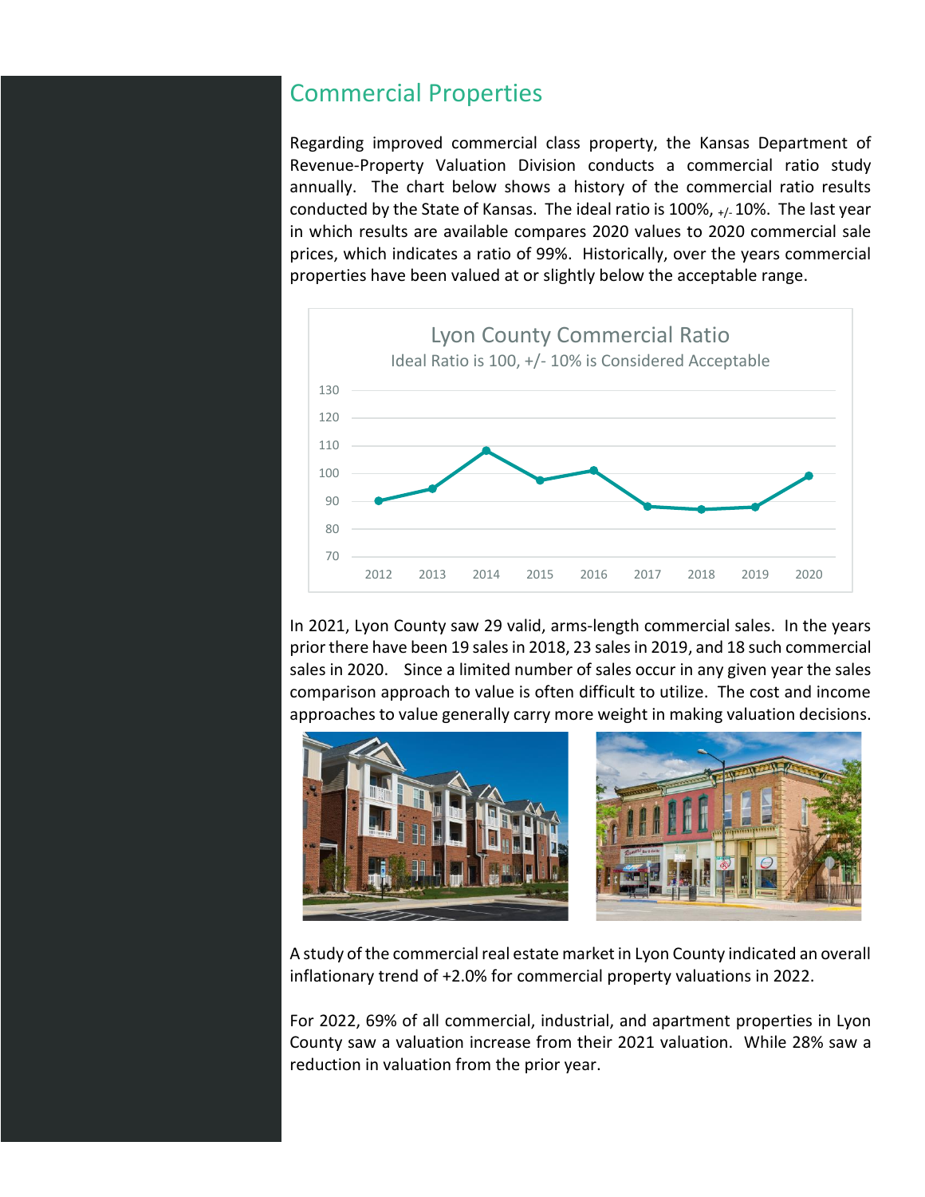## Commercial Properties

Regarding improved commercial class property, the Kansas Department of Revenue-Property Valuation Division conducts a commercial ratio study annually. The chart below shows a history of the commercial ratio results conducted by the State of Kansas. The ideal ratio is 100%, +/- 10%. The last year in which results are available compares 2020 values to 2020 commercial sale prices, which indicates a ratio of 99%. Historically, over the years commercial properties have been valued at or slightly below the acceptable range.

**Lyon County Commercial Ratio**
Ideal Ratio is 100, +/- 10% is Considered Acceptable

In 2021, Lyon County saw 29 valid, arms-length commercial sales. In the years prior there have been 19 sales in 2018, 23 sales in 2019, and 18 such commercial sales in 2020. Since a limited number of sales occur in any given year the sales comparison approach to value is often difficult to utilize. The cost and income approaches to value generally carry more weight in making valuation decisions.

A study of the commercial real estate market in Lyon County indicated an overall inflationary trend of +2.0% for commercial property valuations in 2022.

For 2022, 69% of all commercial, industrial, and apartment properties in Lyon County saw a valuation increase from their 2021 valuation. While 28% saw a reduction in valuation from the prior year.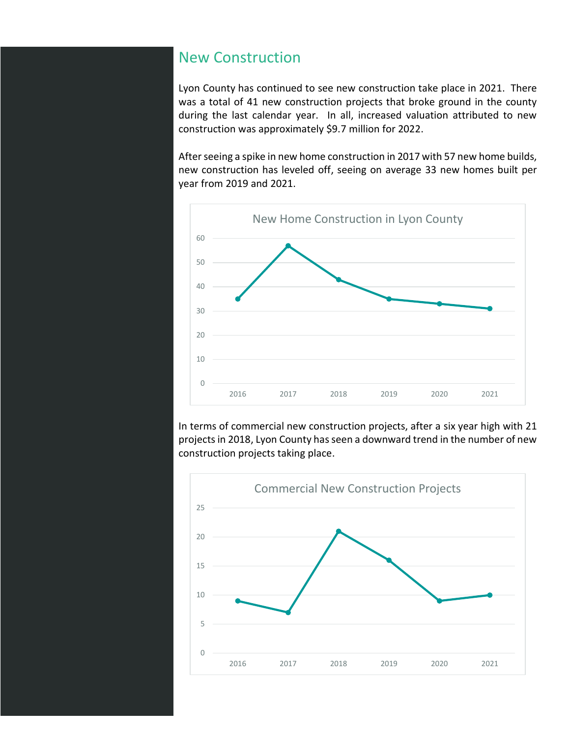## New Construction

Lyon County has continued to see new construction take place in 2021. There was a total of 41 new construction projects that broke ground in the county during the last calendar year. In all, increased valuation attributed to new construction was approximately $9.7 million for 2022.

After seeing a spike in new home construction in 2017 with 57 new home builds, new construction has leveled off, seeing on average 33 new homes built per year from 2019 and 2021.

**New Home Construction in Lyon County**

| Year | New Homes |
|---|---|
| 2016 | 35 |
| 2017 | 57 |
| 2018 | 43 |
| 2019 | 35 |
| 2020 | 33 |
| 2021 | 31 |

In terms of commercial new construction projects, after a six year high with 21 projects in 2018, Lyon County has seen a downward trend in the number of new construction projects taking place.

**Commercial New Construction Projects**

| Year | Projects |
|---|---|
| 2016 | 9 |
| 2017 | 7 |
| 2018 | 21 |
| 2019 | 16 |
| 2020 | 9 |
| 2021 | 10 |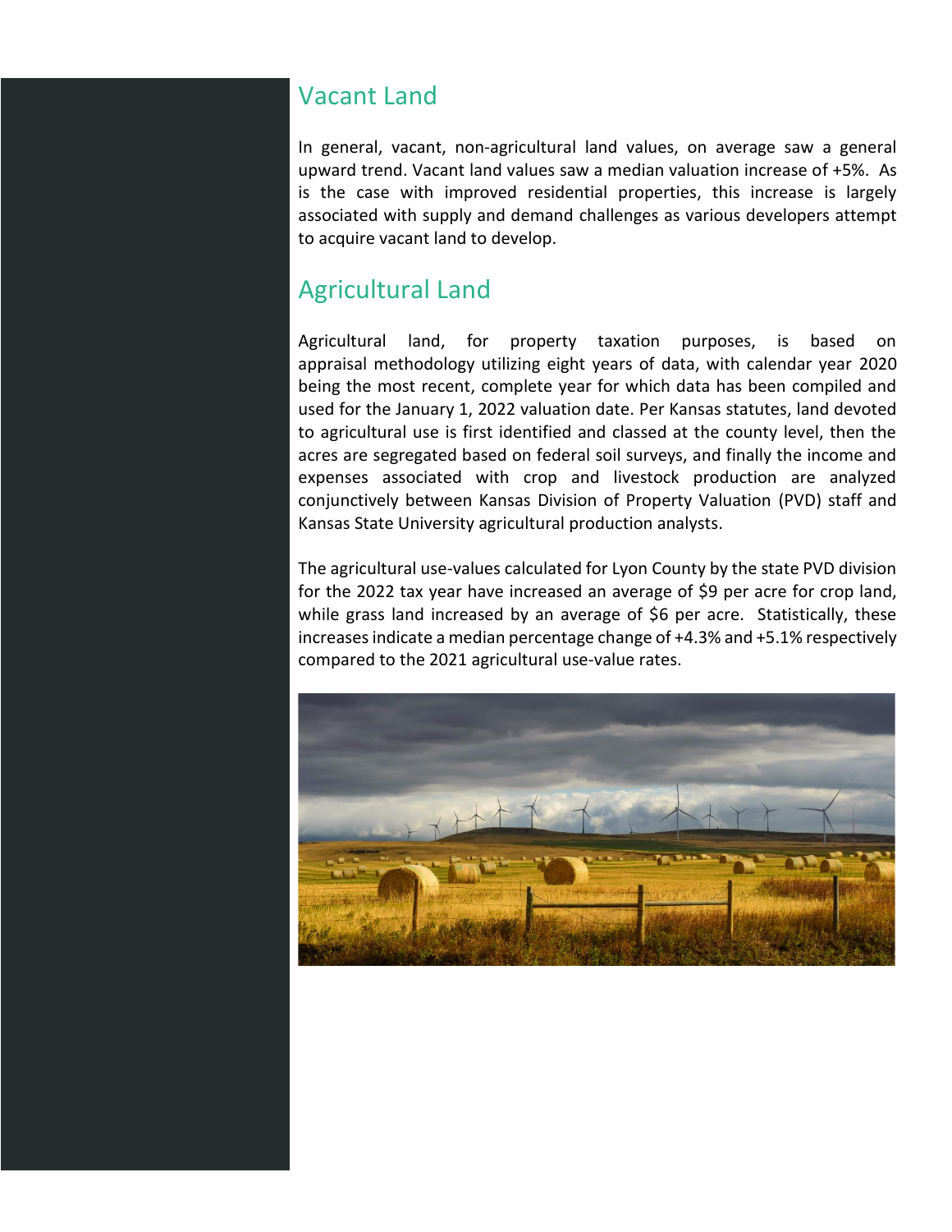## Vacant Land

In general, vacant, non-agricultural land values, on average saw a general upward trend. Vacant land values saw a median valuation increase of +5%. As is the case with improved residential properties, this increase is largely associated with supply and demand challenges as various developers attempt to acquire vacant land to develop.

## Agricultural Land

Agricultural land, for property taxation purposes, is based on appraisal methodology utilizing eight years of data, with calendar year 2020 being the most recent, complete year for which data has been compiled and used for the January 1, 2022 valuation date. Per Kansas statutes, land devoted to agricultural use is first identified and classed at the county level, then the acres are segregated based on federal soil surveys, and finally the income and expenses associated with crop and livestock production are analyzed conjunctively between Kansas Division of Property Valuation (PVD) staff and Kansas State University agricultural production analysts.

The agricultural use-values calculated for Lyon County by the state PVD division for the 2022 tax year have increased an average of $9 per acre for crop land, while grass land increased by an average of $6 per acre. Statistically, these increases indicate a median percentage change of +4.3% and +5.1% respectively compared to the 2021 agricultural use-value rates.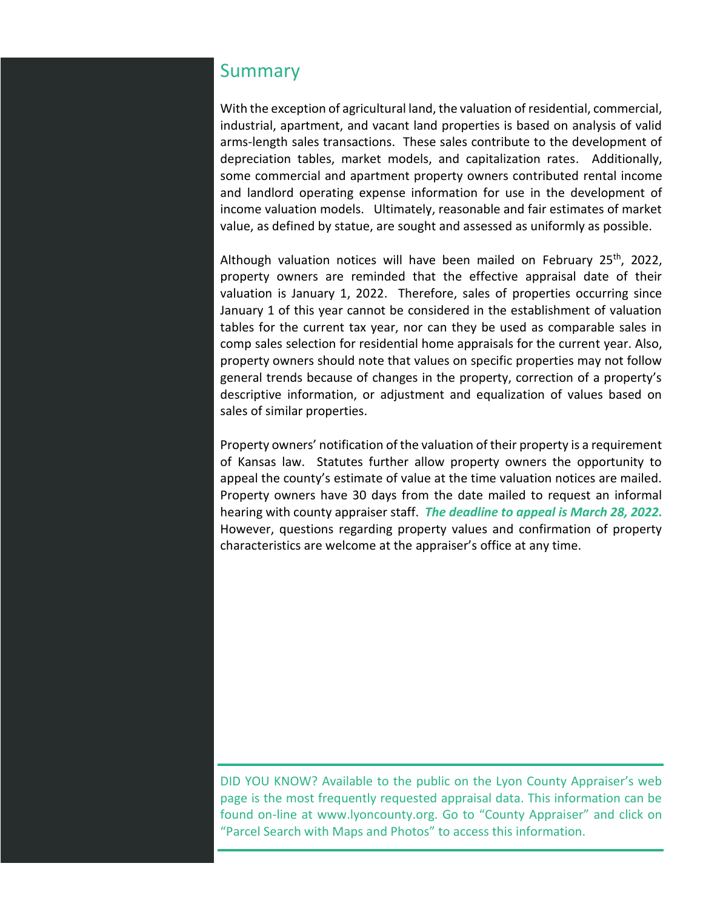## Summary

With the exception of agricultural land, the valuation of residential, commercial, industrial, apartment, and vacant land properties is based on analysis of valid arms-length sales transactions. These sales contribute to the development of depreciation tables, market models, and capitalization rates. Additionally, some commercial and apartment property owners contributed rental income and landlord operating expense information for use in the development of income valuation models. Ultimately, reasonable and fair estimates of market value, as defined by statue, are sought and assessed as uniformly as possible.

Although valuation notices will have been mailed on February 25th, 2022, property owners are reminded that the effective appraisal date of their valuation is January 1, 2022. Therefore, sales of properties occurring since January 1 of this year cannot be considered in the establishment of valuation tables for the current tax year, nor can they be used as comparable sales in comp sales selection for residential home appraisals for the current year. Also, property owners should note that values on specific properties may not follow general trends because of changes in the property, correction of a property's descriptive information, or adjustment and equalization of values based on sales of similar properties.

Property owners' notification of the valuation of their property is a requirement of Kansas law. Statutes further allow property owners the opportunity to appeal the county's estimate of value at the time valuation notices are mailed. Property owners have 30 days from the date mailed to request an informal hearing with county appraiser staff. ***The deadline to appeal is March 28, 2022.*** However, questions regarding property values and confirmation of property characteristics are welcome at the appraiser's office at any time.

DID YOU KNOW? Available to the public on the Lyon County Appraiser's web page is the most frequently requested appraisal data. This information can be found on-line at www.lyoncounty.org. Go to "County Appraiser" and click on "Parcel Search with Maps and Photos" to access this information.